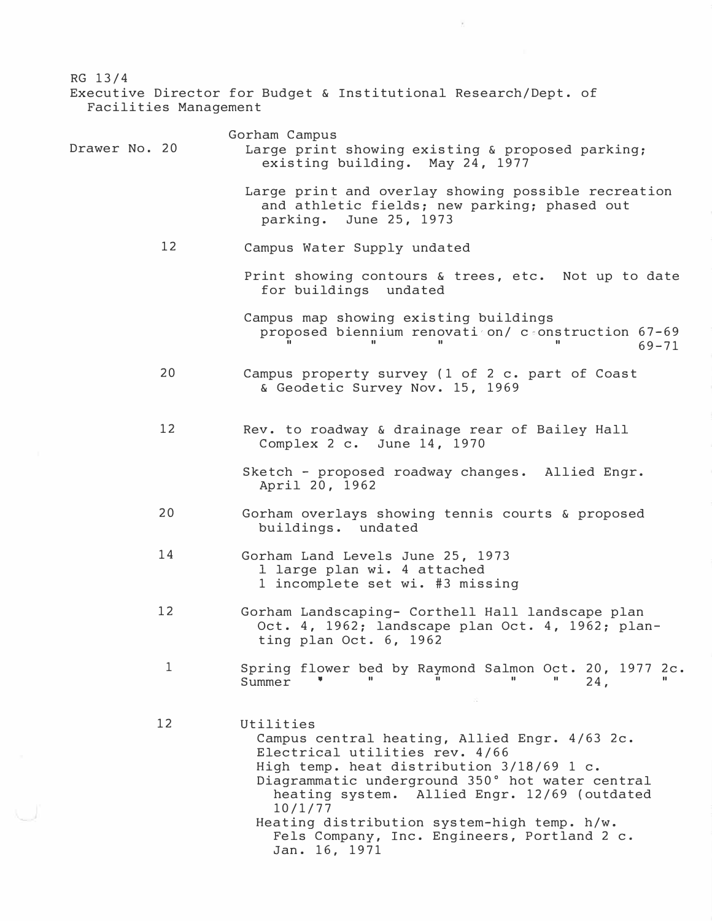RG 13/4

Executive Director for Budget & Institutional Research/Dept. of Facilities Management

| Drawer No. | Gorham Campus |
|---|---|
| 20 | Large print showing existing & proposed parking; existing building. May 24, 1977 |
| | Large print and overlay showing possible recreation and athletic fields; new parking; phased out parking. June 25, 1973 |
| 12 | Campus Water Supply undated |
| | Print showing contours & trees, etc. Not up to date for buildings undated |
| | Campus map showing existing buildings proposed biennium renovation/ construction 67-69<br>" " " " 69-71 |
| 20 | Campus property survey (1 of 2 c. part of Coast & Geodetic Survey Nov. 15, 1969 |
| 12 | Rev. to roadway & drainage rear of Bailey Hall Complex 2 c. June 14, 1970 |
| | Sketch - proposed roadway changes. Allied Engr. April 20, 1962 |
| 20 | Gorham overlays showing tennis courts & proposed buildings. undated |
| 14 | Gorham Land Levels June 25, 1973<br>1 large plan wi. 4 attached<br>1 incomplete set wi. #3 missing |
| 12 | Gorham Landscaping- Corthell Hall landscape plan Oct. 4, 1962; landscape plan Oct. 4, 1962; planting plan Oct. 6, 1962 |
| 1 | Spring flower bed by Raymond Salmon Oct. 20, 1977 2c.<br>Summer " " " " " 24, " |
| 12 | Utilities<br>Campus central heating, Allied Engr. 4/63 2c.<br>Electrical utilities rev. 4/66<br>High temp. heat distribution 3/18/69 1 c.<br>Diagrammatic underground 350° hot water central heating system. Allied Engr. 12/69 (outdated 10/1/77<br>Heating distribution system-high temp. h/w. Fels Company, Inc. Engineers, Portland 2 c. Jan. 16, 1971 |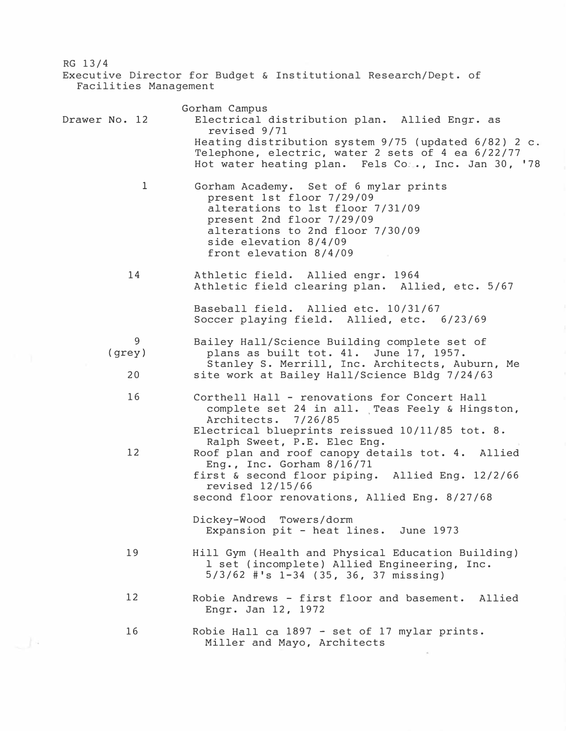RG 13/4

Executive Director for Budget & Institutional Research/Dept. of Facilities Management

Gorham Campus

| Drawer No. | Description |
|---|---|
| 12 | Electrical distribution plan. Allied Engr. as revised 9/71<br>Heating distribution system 9/75 (updated 6/82) 2 c.<br>Telephone, electric, water 2 sets of 4 ea 6/22/77<br>Hot water heating plan. Fels Co., Inc. Jan 30, '78 |
| 1 | Gorham Academy. Set of 6 mylar prints<br>present 1st floor 7/29/09<br>alterations to 1st floor 7/31/09<br>present 2nd floor 7/29/09<br>alterations to 2nd floor 7/30/09<br>side elevation 8/4/09<br>front elevation 8/4/09 |
| 14 | Athletic field. Allied engr. 1964<br>Athletic field clearing plan. Allied, etc. 5/67 |
| | Baseball field. Allied etc. 10/31/67<br>Soccer playing field. Allied, etc. 6/23/69 |
| 9 (grey) | Bailey Hall/Science Building complete set of plans as built tot. 41. June 17, 1957. Stanley S. Merrill, Inc. Architects, Auburn, Me |
| 20 | site work at Bailey Hall/Science Bldg 7/24/63 |
| 16 | Corthell Hall - renovations for Concert Hall complete set 24 in all. Teas Feely & Hingston, Architects. 7/26/85<br>Electrical blueprints reissued 10/11/85 tot. 8. Ralph Sweet, P.E. Elec Eng. |
| 12 | Roof plan and roof canopy details tot. 4. Allied Eng., Inc. Gorham 8/16/71<br>first & second floor piping. Allied Eng. 12/2/66 revised 12/15/66<br>second floor renovations, Allied Eng. 8/27/68 |
| | Dickey-Wood Towers/dorm<br>Expansion pit - heat lines. June 1973 |
| 19 | Hill Gym (Health and Physical Education Building) 1 set (incomplete) Allied Engineering, Inc. 5/3/62 #'s 1-34 (35, 36, 37 missing) |
| 12 | Robie Andrews - first floor and basement. Allied Engr. Jan 12, 1972 |
| 16 | Robie Hall ca 1897 - set of 17 mylar prints. Miller and Mayo, Architects |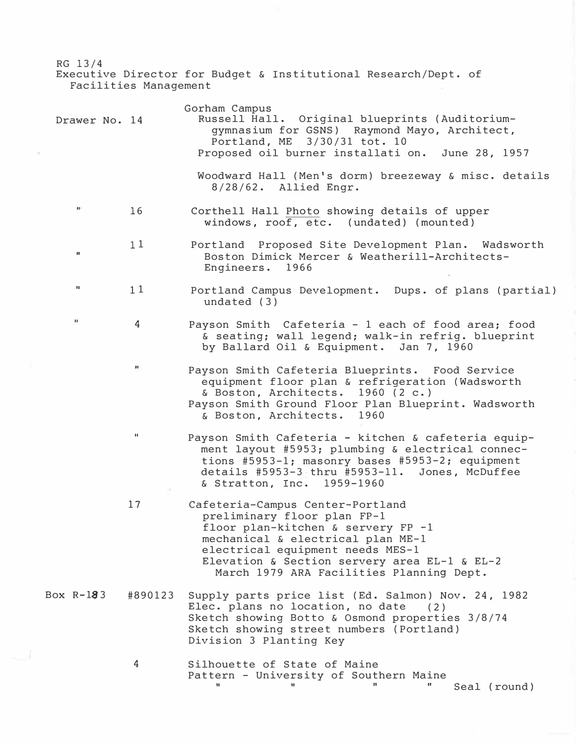RG 13/4
Executive Director for Budget & Institutional Research/Dept. of Facilities Management

| | | |
|---|---|---|
| Drawer No. 14 | | Gorham Campus<br>Russell Hall. Original blueprints (Auditorium-gymnasium for GSNS) Raymond Mayo, Architect, Portland, ME 3/30/31 tot. 10<br>Proposed oil burner installati on. June 28, 1957<br><br>Woodward Hall (Men's dorm) breezeway & misc. details 8/28/62. Allied Engr. |
| " | 16 | Corthell Hall Photo showing details of upper windows, roof, etc. (undated) (mounted) |
| " | 11 | Portland Proposed Site Development Plan. Wadsworth Boston Dimick Mercer & Weatherill-Architects-Engineers. 1966 |
| " | 11 | Portland Campus Development. Dups. of plans (partial) undated (3) |
| " | 4 | Payson Smith Cafeteria - 1 each of food area; food & seating; wall legend; walk-in refrig. blueprint by Ballard Oil & Equipment. Jan 7, 1960 |
| | " | Payson Smith Cafeteria Blueprints. Food Service equipment floor plan & refrigeration (Wadsworth & Boston, Architects. 1960 (2 c.)<br>Payson Smith Ground Floor Plan Blueprint. Wadsworth & Boston, Architects. 1960 |
| | " | Payson Smith Cafeteria - kitchen & cafeteria equipment layout #5953; plumbing & electrical connections #5953-1; masonry bases #5953-2; equipment details #5953-3 thru #5953-11. Jones, McDuffee & Stratton, Inc. 1959-1960 |
| | 17 | Cafeteria-Campus Center-Portland<br>preliminary floor plan FP-1<br>floor plan-kitchen & servery FP -1<br>mechanical & electrical plan ME-1<br>electrical equipment needs MES-1<br>Elevation & Section servery area EL-1 & EL-2<br>March 1979 ARA Facilities Planning Dept. |
| Box R-183 | #890123 | Supply parts price list (Ed. Salmon) Nov. 24, 1982<br>Elec. plans no location, no date (2)<br>Sketch showing Botto & Osmond properties 3/8/74<br>Sketch showing street numbers (Portland)<br>Division 3 Planting Key |
| | 4 | Silhouette of State of Maine<br>Pattern - University of Southern Maine<br>" " " " Seal (round) |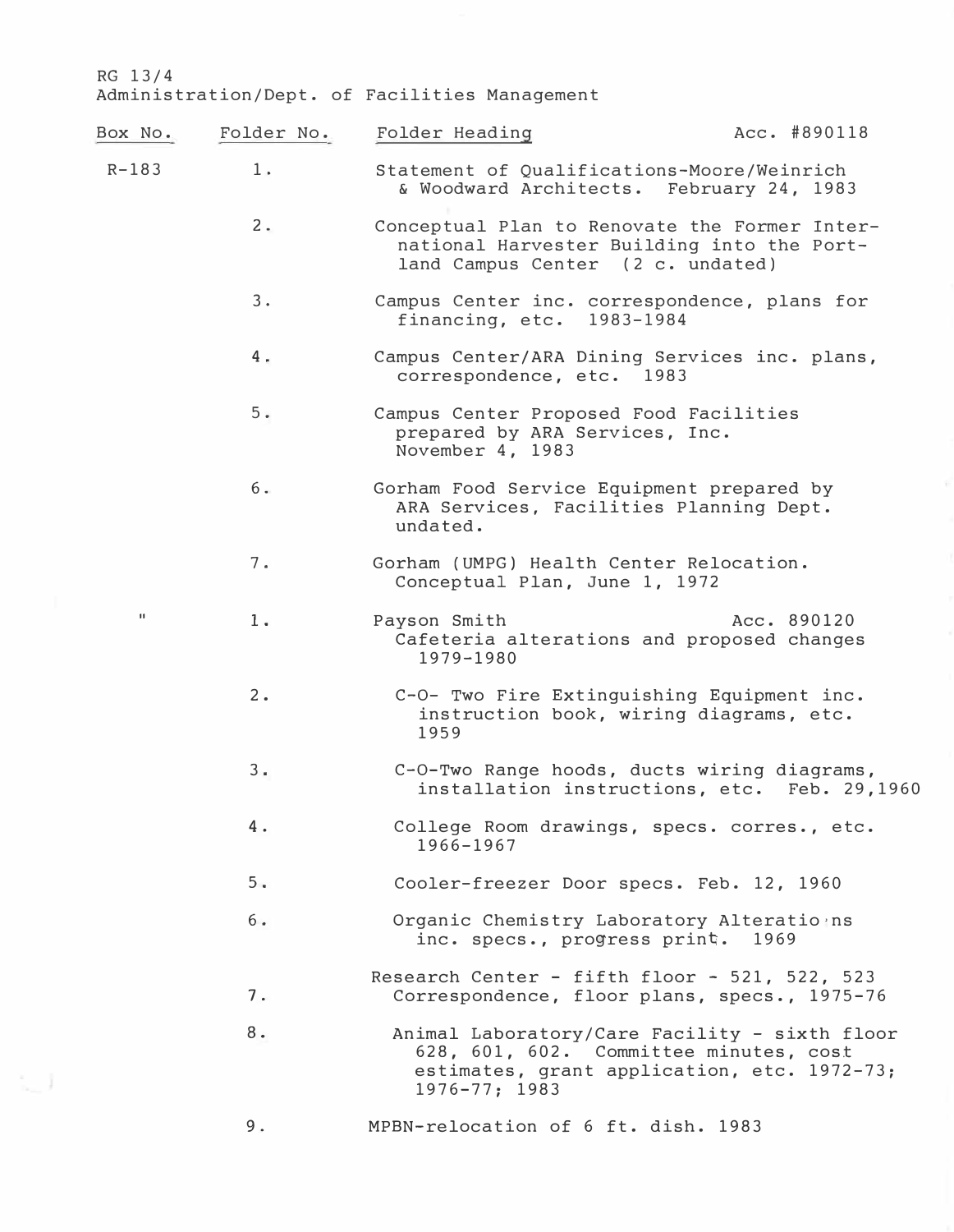RG 13/4
Administration/Dept. of Facilities Management

| Box No. | Folder No. | Folder Heading | Acc. #890118 |
|---|---|---|---|
| R-183 | 1. | Statement of Qualifications-Moore/Weinrich & Woodward Architects. February 24, 1983 | |
| | 2. | Conceptual Plan to Renovate the Former International Harvester Building into the Portland Campus Center (2 c. undated) | |
| | 3. | Campus Center inc. correspondence, plans for financing, etc. 1983-1984 | |
| | 4. | Campus Center/ARA Dining Services inc. plans, correspondence, etc. 1983 | |
| | 5. | Campus Center Proposed Food Facilities prepared by ARA Services, Inc. November 4, 1983 | |
| | 6. | Gorham Food Service Equipment prepared by ARA Services, Facilities Planning Dept. undated. | |
| | 7. | Gorham (UMPG) Health Center Relocation. Conceptual Plan, June 1, 1972 | |
| " | 1. | Payson Smith<br>Cafeteria alterations and proposed changes 1979-1980 | Acc. 890120 |
| | 2. | C-O- Two Fire Extinguishing Equipment inc. instruction book, wiring diagrams, etc. 1959 | |
| | 3. | C-O-Two Range hoods, ducts wiring diagrams, installation instructions, etc. Feb. 29,1960 | |
| | 4. | College Room drawings, specs. corres., etc. 1966-1967 | |
| | 5. | Cooler-freezer Door specs. Feb. 12, 1960 | |
| | 6. | Organic Chemistry Laboratory Alterations inc. specs., progress print. 1969 | |
| | 7. | Research Center - fifth floor - 521, 522, 523<br>Correspondence, floor plans, specs., 1975-76 | |
| | 8. | Animal Laboratory/Care Facility - sixth floor 628, 601, 602. Committee minutes, cost estimates, grant application, etc. 1972-73; 1976-77; 1983 | |
| | 9. | MPBN-relocation of 6 ft. dish. 1983 | |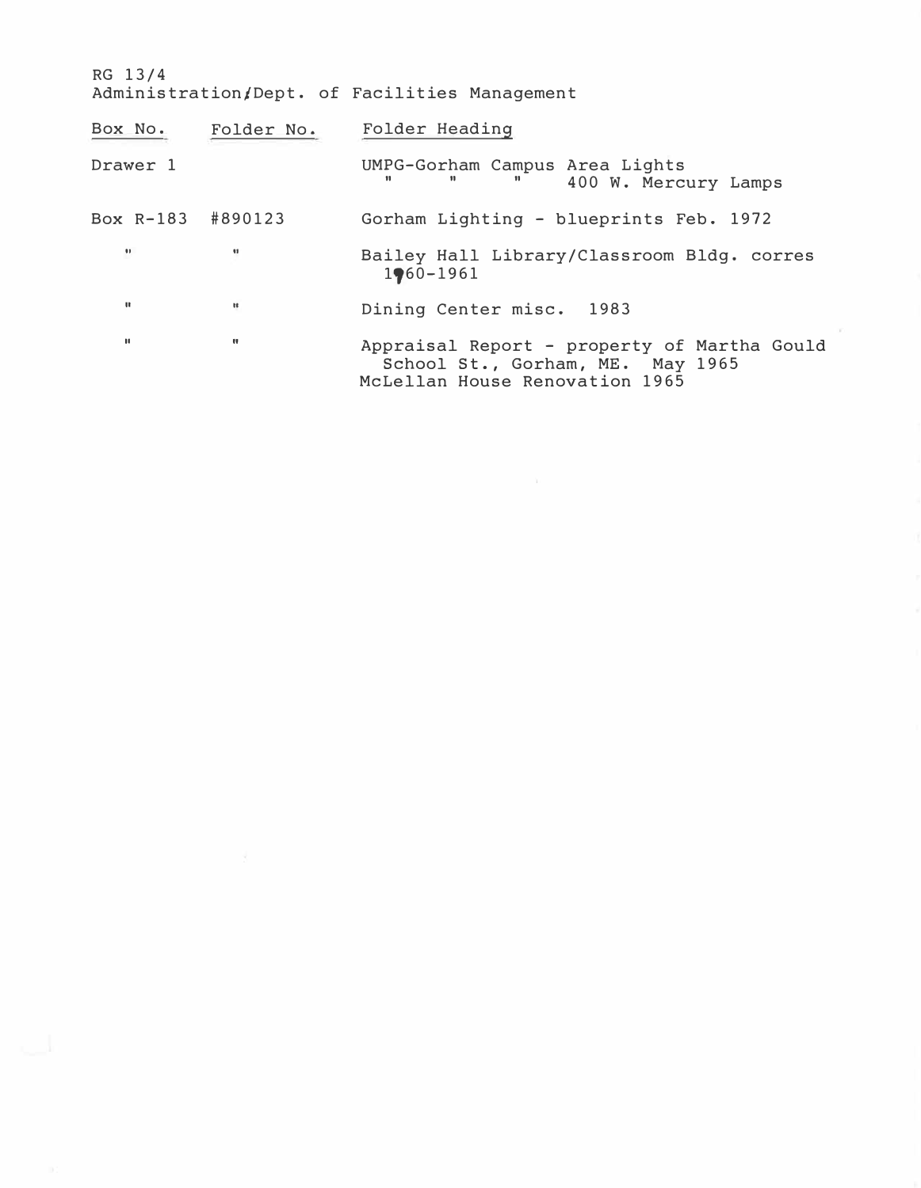RG 13/4
Administration/Dept. of Facilities Management

| Box No. | Folder No. | Folder Heading |
|---|---|---|
| Drawer 1 | | UMPG-Gorham Campus Area Lights<br>" " " 400 W. Mercury Lamps |
| Box R-183 | #890123 | Gorham Lighting - blueprints Feb. 1972 |
| " | " | Bailey Hall Library/Classroom Bldg. corres 1960-1961 |
| " | " | Dining Center misc. 1983 |
| " | " | Appraisal Report - property of Martha Gould School St., Gorham, ME. May 1965<br>McLellan House Renovation 1965 |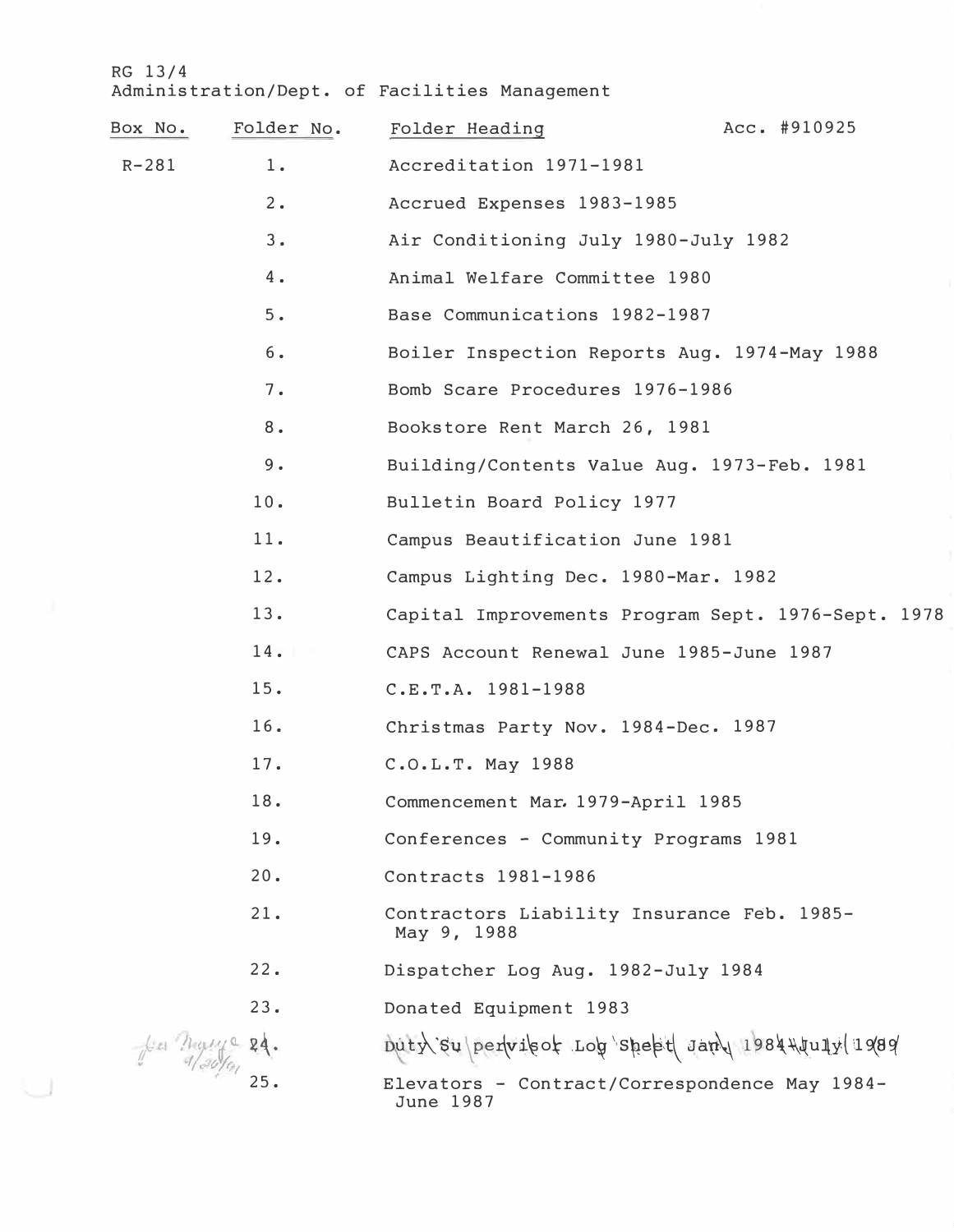RG 13/4
Administration/Dept. of Facilities Management

| Box No. | Folder No. | Folder Heading | Acc. #910925 |
|---|---|---|---|
| R-281 | 1. | Accreditation 1971-1981 | |
| | 2. | Accrued Expenses 1983-1985 | |
| | 3. | Air Conditioning July 1980-July 1982 | |
| | 4. | Animal Welfare Committee 1980 | |
| | 5. | Base Communications 1982-1987 | |
| | 6. | Boiler Inspection Reports Aug. 1974-May 1988 | |
| | 7. | Bomb Scare Procedures 1976-1986 | |
| | 8. | Bookstore Rent March 26, 1981 | |
| | 9. | Building/Contents Value Aug. 1973-Feb. 1981 | |
| | 10. | Bulletin Board Policy 1977 | |
| | 11. | Campus Beautification June 1981 | |
| | 12. | Campus Lighting Dec. 1980-Mar. 1982 | |
| | 13. | Capital Improvements Program Sept. 1976-Sept. 1978 | |
| | 14. | CAPS Account Renewal June 1985-June 1987 | |
| | 15. | C.E.T.A. 1981-1988 | |
| | 16. | Christmas Party Nov. 1984-Dec. 1987 | |
| | 17. | C.O.L.T. May 1988 | |
| | 18. | Commencement Mar. 1979-April 1985 | |
| | 19. | Conferences - Community Programs 1981 | |
| | 20. | Contracts 1981-1986 | |
| | 21. | Contractors Liability Insurance Feb. 1985-May 9, 1988 | |
| | 22. | Dispatcher Log Aug. 1982-July 1984 | |
| | 23. | Donated Equipment 1983 | |
| | ~~24.~~ | ~~Duty Supervisor Log Sheet Jan. 1984-July 1989~~ | |
| | 25. | Elevators - Contract/Correspondence May 1984-June 1987 | |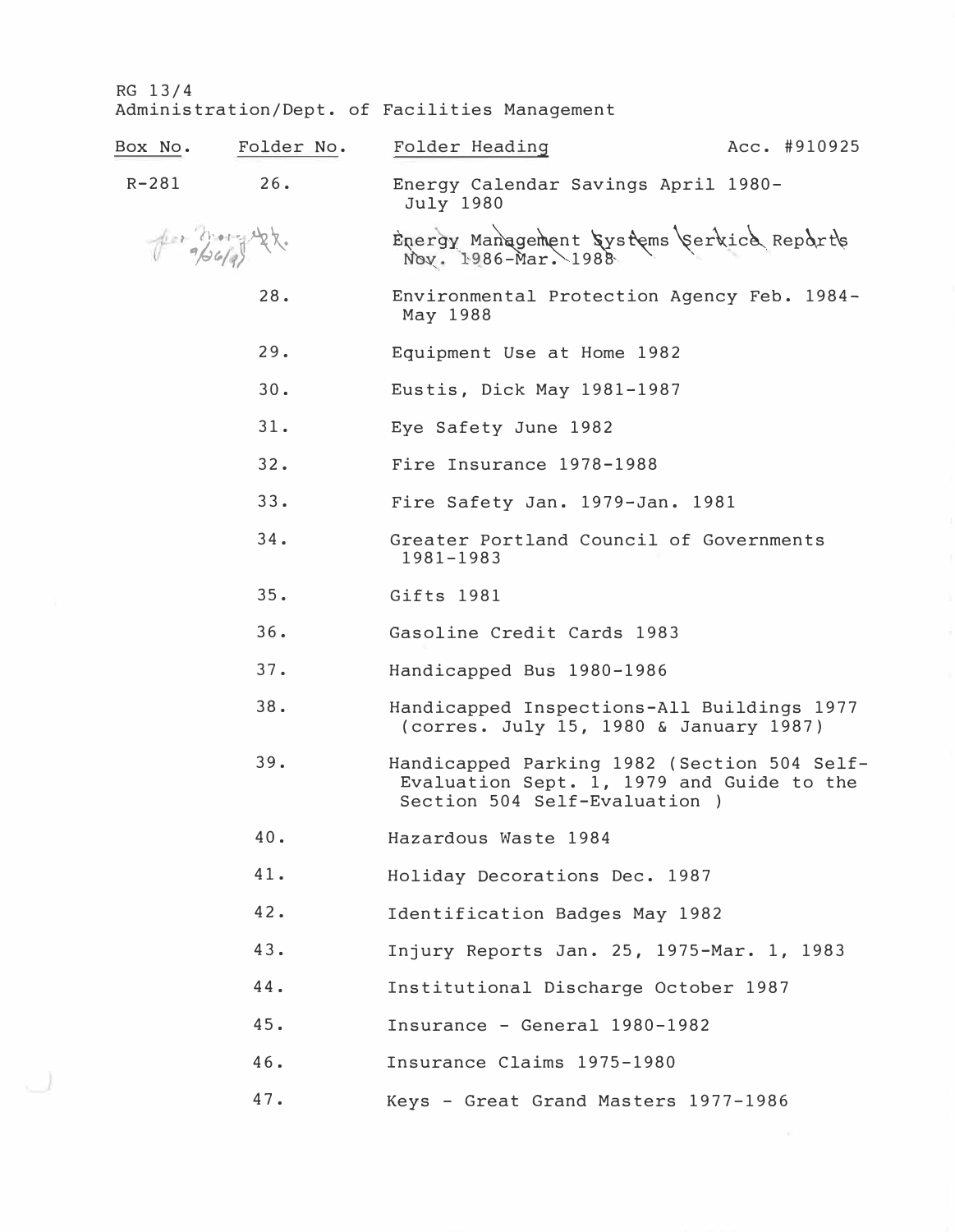RG 13/4
Administration/Dept. of Facilities Management

| Box No. | Folder No. | Folder Heading | Acc. #910925 |
| --- | --- | --- | --- |
| R-281 | 26. | Energy Calendar Savings April 1980-July 1980 | |
| | *For Mary 4/26/91* 27. | ~~Energy Management Systems Service Reports Nov. 1986-Mar. 1988~~ | |
| | 28. | Environmental Protection Agency Feb. 1984-May 1988 | |
| | 29. | Equipment Use at Home 1982 | |
| | 30. | Eustis, Dick May 1981-1987 | |
| | 31. | Eye Safety June 1982 | |
| | 32. | Fire Insurance 1978-1988 | |
| | 33. | Fire Safety Jan. 1979-Jan. 1981 | |
| | 34. | Greater Portland Council of Governments 1981-1983 | |
| | 35. | Gifts 1981 | |
| | 36. | Gasoline Credit Cards 1983 | |
| | 37. | Handicapped Bus 1980-1986 | |
| | 38. | Handicapped Inspections-All Buildings 1977 (corres. July 15, 1980 & January 1987) | |
| | 39. | Handicapped Parking 1982 (Section 504 Self-Evaluation Sept. 1, 1979 and Guide to the Section 504 Self-Evaluation ) | |
| | 40. | Hazardous Waste 1984 | |
| | 41. | Holiday Decorations Dec. 1987 | |
| | 42. | Identification Badges May 1982 | |
| | 43. | Injury Reports Jan. 25, 1975-Mar. 1, 1983 | |
| | 44. | Institutional Discharge October 1987 | |
| | 45. | Insurance - General 1980-1982 | |
| | 46. | Insurance Claims 1975-1980 | |
| | 47. | Keys - Great Grand Masters 1977-1986 | |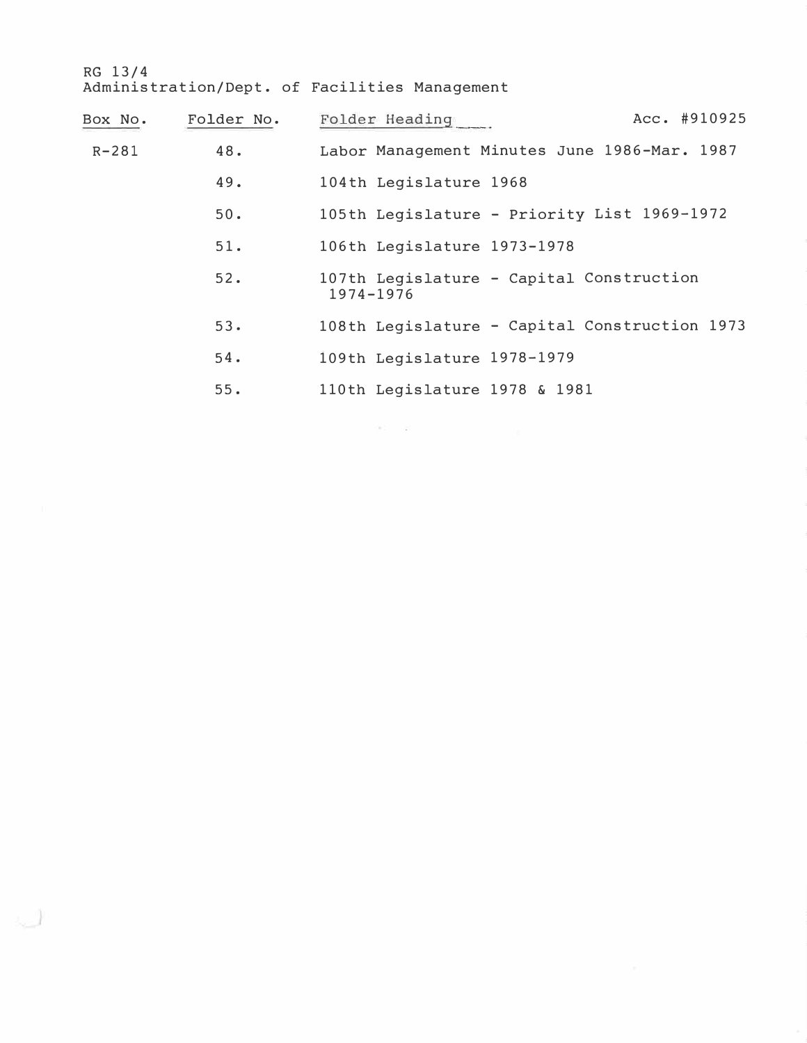RG 13/4
Administration/Dept. of Facilities Management

| Box No. | Folder No. | Folder Heading | Acc. #910925 |
|---|---|---|---|
| R-281 | 48. | Labor Management Minutes June 1986-Mar. 1987 | |
| | 49. | 104th Legislature 1968 | |
| | 50. | 105th Legislature - Priority List 1969-1972 | |
| | 51. | 106th Legislature 1973-1978 | |
| | 52. | 107th Legislature - Capital Construction 1974-1976 | |
| | 53. | 108th Legislature - Capital Construction 1973 | |
| | 54. | 109th Legislature 1978-1979 | |
| | 55. | 110th Legislature 1978 & 1981 | |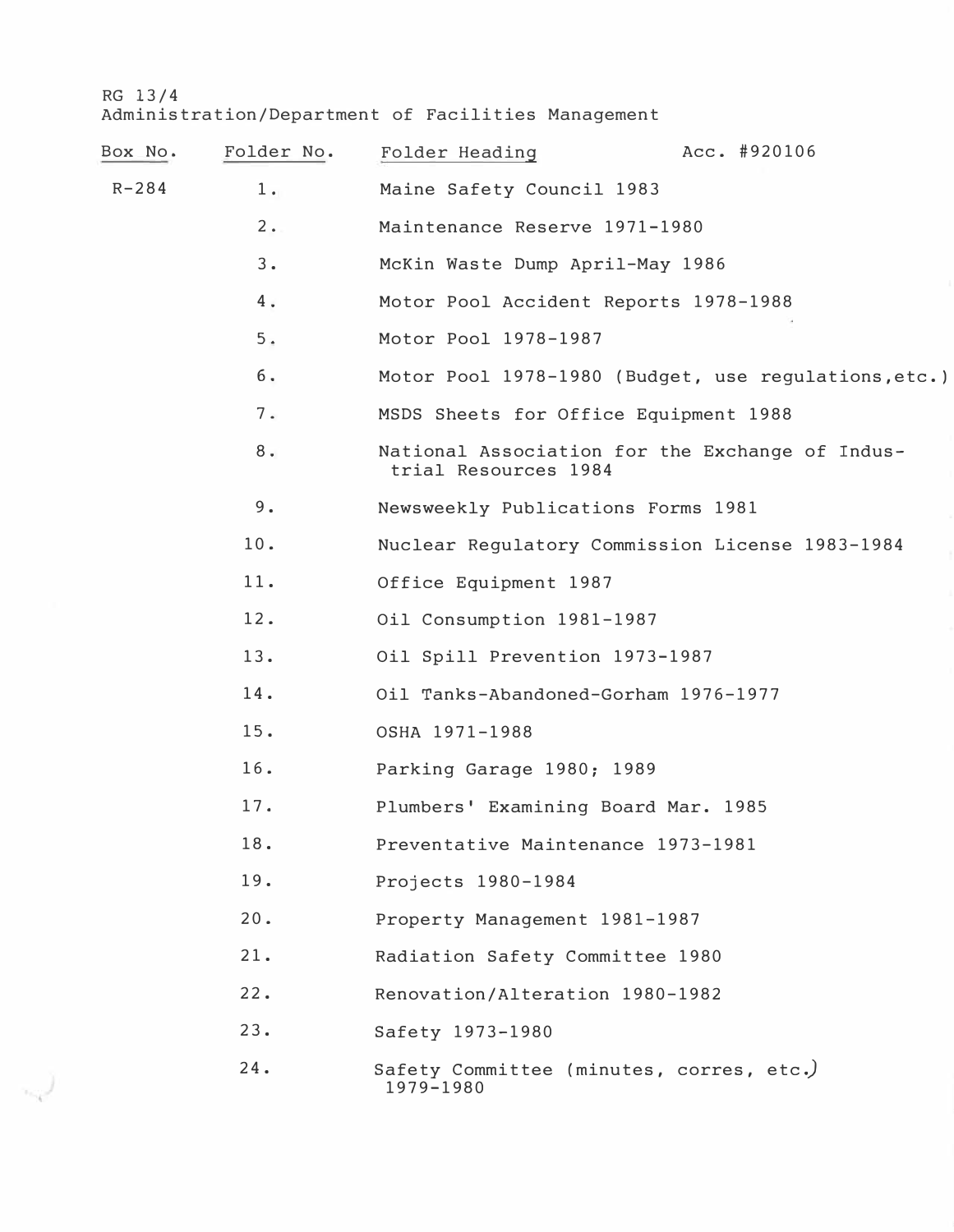RG 13/4
Administration/Department of Facilities Management

| Box No. | Folder No. | Folder Heading | Acc. #920106 |
|---|---|---|---|
| R-284 | 1. | Maine Safety Council 1983 | |
| | 2. | Maintenance Reserve 1971-1980 | |
| | 3. | McKin Waste Dump April-May 1986 | |
| | 4. | Motor Pool Accident Reports 1978-1988 | |
| | 5. | Motor Pool 1978-1987 | |
| | 6. | Motor Pool 1978-1980 (Budget, use regulations,etc.) | |
| | 7. | MSDS Sheets for Office Equipment 1988 | |
| | 8. | National Association for the Exchange of Industrial Resources 1984 | |
| | 9. | Newsweekly Publications Forms 1981 | |
| | 10. | Nuclear Regulatory Commission License 1983-1984 | |
| | 11. | Office Equipment 1987 | |
| | 12. | Oil Consumption 1981-1987 | |
| | 13. | Oil Spill Prevention 1973-1987 | |
| | 14. | Oil Tanks-Abandoned-Gorham 1976-1977 | |
| | 15. | OSHA 1971-1988 | |
| | 16. | Parking Garage 1980; 1989 | |
| | 17. | Plumbers' Examining Board Mar. 1985 | |
| | 18. | Preventative Maintenance 1973-1981 | |
| | 19. | Projects 1980-1984 | |
| | 20. | Property Management 1981-1987 | |
| | 21. | Radiation Safety Committee 1980 | |
| | 22. | Renovation/Alteration 1980-1982 | |
| | 23. | Safety 1973-1980 | |
| | 24. | Safety Committee (minutes, corres, etc.) 1979-1980 | |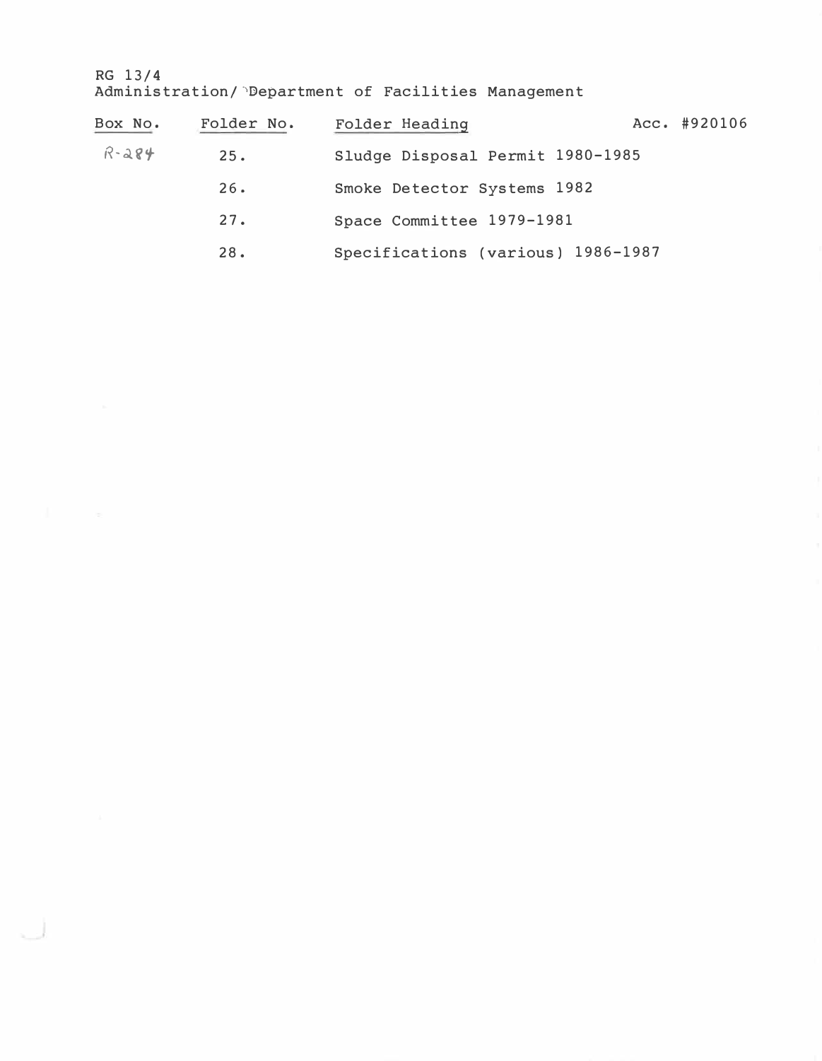RG 13/4
Administration/ Department of Facilities Management

| Box No. | Folder No. | Folder Heading | Acc. #920106 |
|---|---|---|---|
| R-284 | 25. | Sludge Disposal Permit 1980-1985 | |
| | 26. | Smoke Detector Systems 1982 | |
| | 27. | Space Committee 1979-1981 | |
| | 28. | Specifications (various) 1986-1987 | |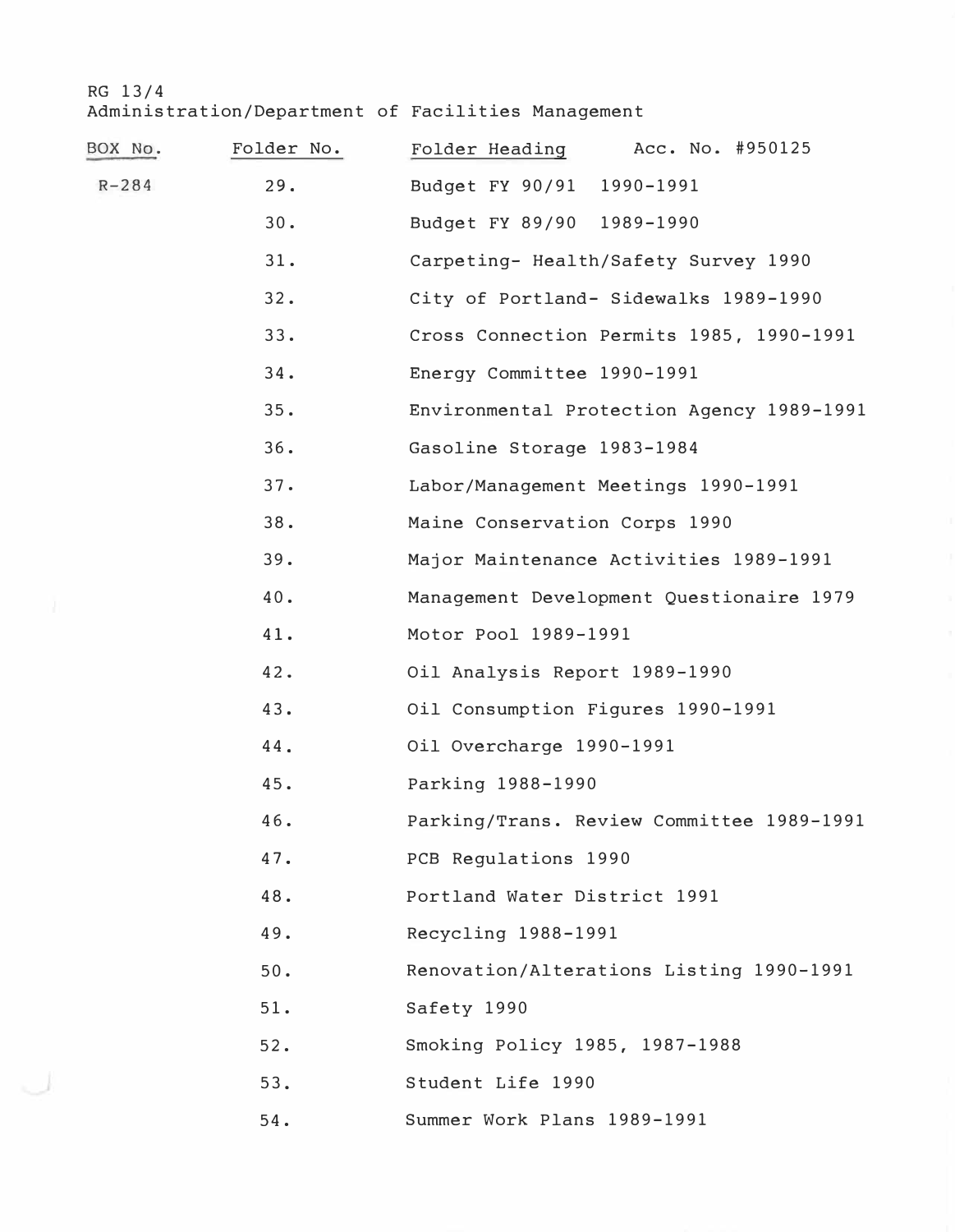RG 13/4
Administration/Department of Facilities Management

| BOX No. | Folder No. | Folder Heading Acc. No. #950125 |
| --- | --- | --- |
| R-284 | 29. | Budget FY 90/91 1990-1991 |
| | 30. | Budget FY 89/90 1989-1990 |
| | 31. | Carpeting- Health/Safety Survey 1990 |
| | 32. | City of Portland- Sidewalks 1989-1990 |
| | 33. | Cross Connection Permits 1985, 1990-1991 |
| | 34. | Energy Committee 1990-1991 |
| | 35. | Environmental Protection Agency 1989-1991 |
| | 36. | Gasoline Storage 1983-1984 |
| | 37. | Labor/Management Meetings 1990-1991 |
| | 38. | Maine Conservation Corps 1990 |
| | 39. | Major Maintenance Activities 1989-1991 |
| | 40. | Management Development Questionaire 1979 |
| | 41. | Motor Pool 1989-1991 |
| | 42. | Oil Analysis Report 1989-1990 |
| | 43. | Oil Consumption Figures 1990-1991 |
| | 44. | Oil Overcharge 1990-1991 |
| | 45. | Parking 1988-1990 |
| | 46. | Parking/Trans. Review Committee 1989-1991 |
| | 47. | PCB Regulations 1990 |
| | 48. | Portland Water District 1991 |
| | 49. | Recycling 1988-1991 |
| | 50. | Renovation/Alterations Listing 1990-1991 |
| | 51. | Safety 1990 |
| | 52. | Smoking Policy 1985, 1987-1988 |
| | 53. | Student Life 1990 |
| | 54. | Summer Work Plans 1989-1991 |